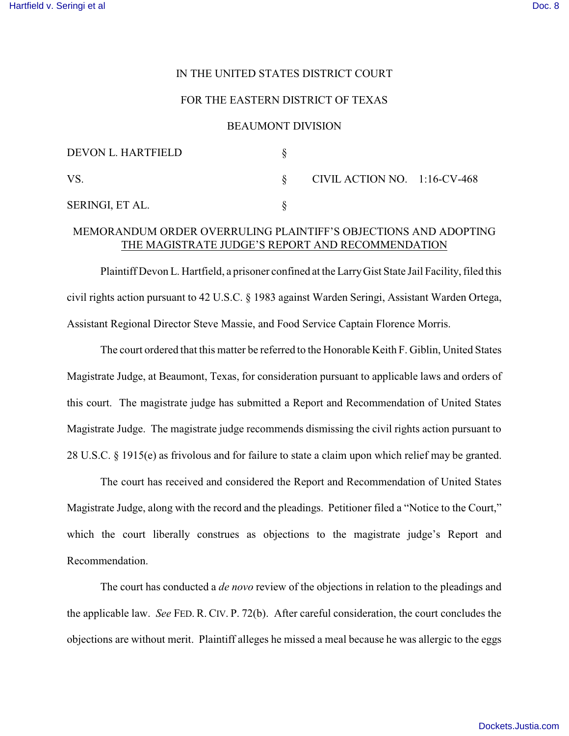IN THE UNITED STATES DISTRICT COURT

FOR THE EASTERN DISTRICT OF TEXAS

BEAUMONT DIVISION

| | | |
|---|---|---|
| DEVON L. HARTFIELD | § | |
| VS. | § | CIVIL ACTION NO. 1:16-CV-468 |
| SERINGI, ET AL. | § | |

MEMORANDUM ORDER OVERRULING PLAINTIFF'S OBJECTIONS AND ADOPTING THE MAGISTRATE JUDGE'S REPORT AND RECOMMENDATION

Plaintiff Devon L. Hartfield, a prisoner confined at the Larry Gist State Jail Facility, filed this civil rights action pursuant to 42 U.S.C. § 1983 against Warden Seringi, Assistant Warden Ortega, Assistant Regional Director Steve Massie, and Food Service Captain Florence Morris.

The court ordered that this matter be referred to the Honorable Keith F. Giblin, United States Magistrate Judge, at Beaumont, Texas, for consideration pursuant to applicable laws and orders of this court. The magistrate judge has submitted a Report and Recommendation of United States Magistrate Judge. The magistrate judge recommends dismissing the civil rights action pursuant to 28 U.S.C. § 1915(e) as frivolous and for failure to state a claim upon which relief may be granted.

The court has received and considered the Report and Recommendation of United States Magistrate Judge, along with the record and the pleadings. Petitioner filed a "Notice to the Court," which the court liberally construes as objections to the magistrate judge's Report and Recommendation.

The court has conducted a *de novo* review of the objections in relation to the pleadings and the applicable law. *See* FED. R. CIV. P. 72(b). After careful consideration, the court concludes the objections are without merit. Plaintiff alleges he missed a meal because he was allergic to the eggs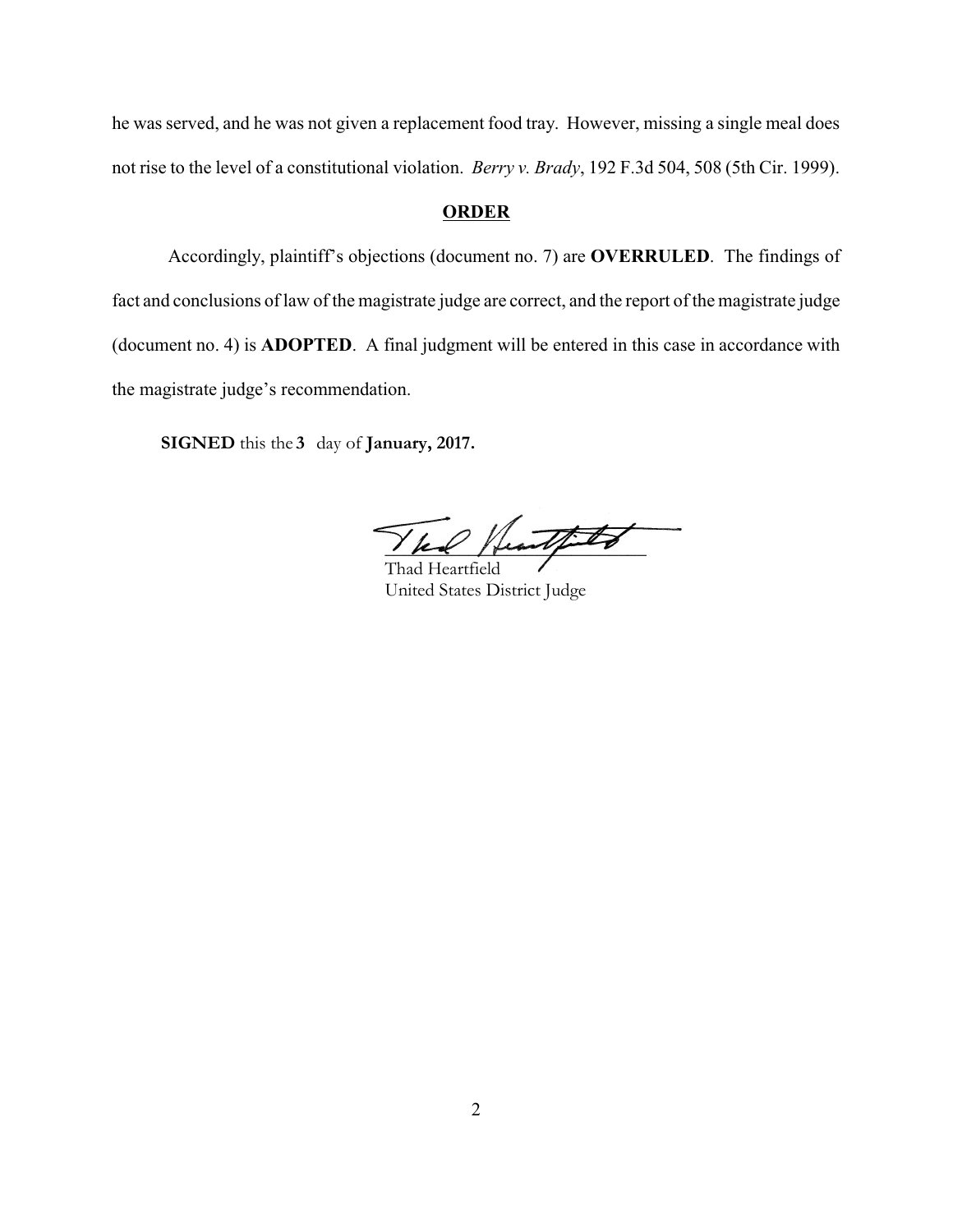he was served, and he was not given a replacement food tray. However, missing a single meal does not rise to the level of a constitutional violation. *Berry v. Brady*, 192 F.3d 504, 508 (5th Cir. 1999).

## ORDER

Accordingly, plaintiff's objections (document no. 7) are **OVERRULED**. The findings of fact and conclusions of law of the magistrate judge are correct, and the report of the magistrate judge (document no. 4) is **ADOPTED**. A final judgment will be entered in this case in accordance with the magistrate judge's recommendation.

**SIGNED** this the **3** day of **January, 2017.**

Thad Heartfield
United States District Judge